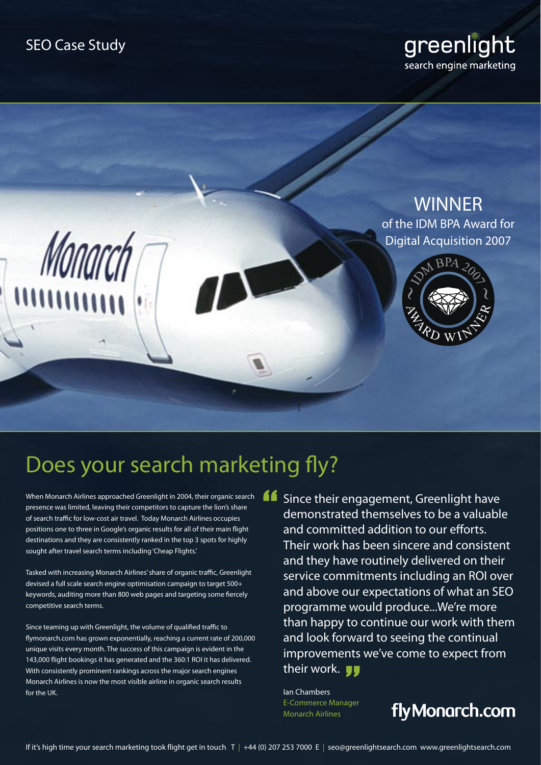SEO Case Study

greenlight
search engine marketing

WINNER
of the IDM BPA Award for Digital Acquisition 2007

# Does your search marketing fly?

When Monarch Airlines approached Greenlight in 2004, their organic search presence was limited, leaving their competitors to capture the lion's share of search traffic for low-cost air travel. Today Monarch Airlines occupies positions one to three in Google's organic results for all of their main flight destinations and they are consistently ranked in the top 3 spots for highly sought after travel search terms including 'Cheap Flights.'

Tasked with increasing Monarch Airlines' share of organic traffic, Greenlight devised a full scale search engine optimisation campaign to target 500+ keywords, auditing more than 800 web pages and targeting some fiercely competitive search terms.

Since teaming up with Greenlight, the volume of qualified traffic to flymonarch.com has grown exponentially, reaching a current rate of 200,000 unique visits every month. The success of this campaign is evident in the 143,000 flight bookings it has generated and the 360:1 ROI it has delivered. With consistently prominent rankings across the major search engines Monarch Airlines is now the most visible airline in organic search results for the UK.

> "Since their engagement, Greenlight have demonstrated themselves to be a valuable and committed addition to our efforts. Their work has been sincere and consistent and they have routinely delivered on their service commitments including an ROI over and above our expectations of what an SEO programme would produce...We're more than happy to continue our work with them and look forward to seeing the continual improvements we've come to expect from their work."

Ian Chambers
E-Commerce Manager
Monarch Airlines

flyMonarch.com

If it's high time your search marketing took flight get in touch T | +44 (0) 207 253 7000 E | seo@greenlightsearch.com www.greenlightsearch.com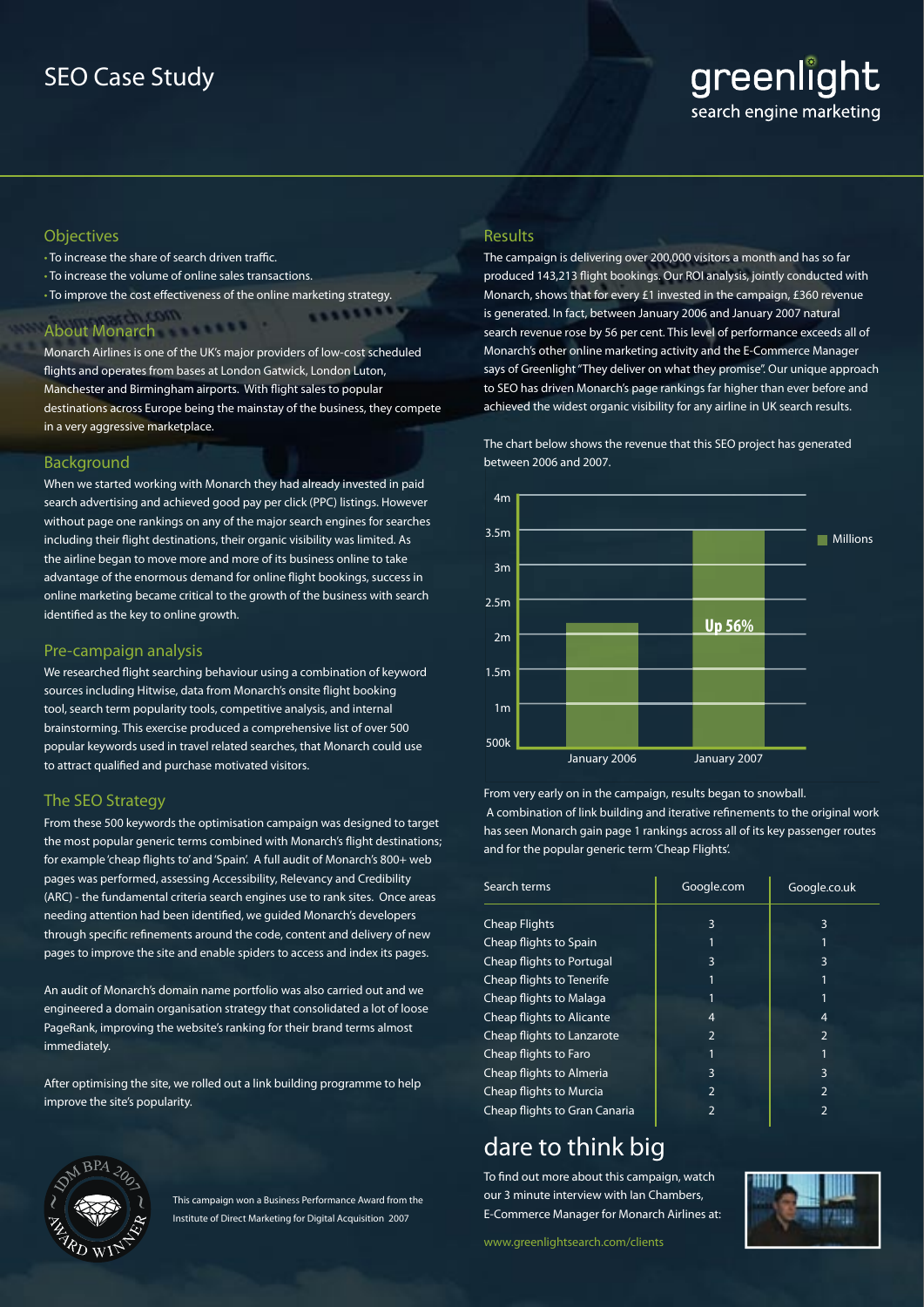# SEO Case Study

greenlight
search engine marketing

## Objectives

- To increase the share of search driven traffic.
- To increase the volume of online sales transactions.
- To improve the cost effectiveness of the online marketing strategy.

## About Monarch

Monarch Airlines is one of the UK's major providers of low-cost scheduled flights and operates from bases at London Gatwick, London Luton, Manchester and Birmingham airports. With flight sales to popular destinations across Europe being the mainstay of the business, they compete in a very aggressive marketplace.

## Background

When we started working with Monarch they had already invested in paid search advertising and achieved good pay per click (PPC) listings. However without page one rankings on any of the major search engines for searches including their flight destinations, their organic visibility was limited. As the airline began to move more and more of its business online to take advantage of the enormous demand for online flight bookings, success in online marketing became critical to the growth of the business with search identified as the key to online growth.

## Pre-campaign analysis

We researched flight searching behaviour using a combination of keyword sources including Hitwise, data from Monarch's onsite flight booking tool, search term popularity tools, competitive analysis, and internal brainstorming. This exercise produced a comprehensive list of over 500 popular keywords used in travel related searches, that Monarch could use to attract qualified and purchase motivated visitors.

## The SEO Strategy

From these 500 keywords the optimisation campaign was designed to target the most popular generic terms combined with Monarch's flight destinations; for example 'cheap flights to' and 'Spain'. A full audit of Monarch's 800+ web pages was performed, assessing Accessibility, Relevancy and Credibility (ARC) - the fundamental criteria search engines use to rank sites. Once areas needing attention had been identified, we guided Monarch's developers through specific refinements around the code, content and delivery of new pages to improve the site and enable spiders to access and index its pages.

An audit of Monarch's domain name portfolio was also carried out and we engineered a domain organisation strategy that consolidated a lot of loose PageRank, improving the website's ranking for their brand terms almost immediately.

After optimising the site, we rolled out a link building programme to help improve the site's popularity.

IDM BPA 2007 AWARD WINNER

This campaign won a Business Performance Award from the Institute of Direct Marketing for Digital Acquisition 2007

## Results

The campaign is delivering over 200,000 visitors a month and has so far produced 143,213 flight bookings. Our ROI analysis, jointly conducted with Monarch, shows that for every £1 invested in the campaign, £360 revenue is generated. In fact, between January 2006 and January 2007 natural search revenue rose by 56 per cent. This level of performance exceeds all of Monarch's other online marketing activity and the E-Commerce Manager says of Greenlight "They deliver on what they promise". Our unique approach to SEO has driven Monarch's page rankings far higher than ever before and achieved the widest organic visibility for any airline in UK search results.

The chart below shows the revenue that this SEO project has generated between 2006 and 2007.

4m
3.5m
3m
2.5m
2m
1.5m
1m
500k
January 2006
January 2007
Up 56%
Millions

From very early on in the campaign, results began to snowball.
A combination of link building and iterative refinements to the original work has seen Monarch gain page 1 rankings across all of its key passenger routes and for the popular generic term 'Cheap Flights'.

| Search terms | Google.com | Google.co.uk |
|---|---|---|
| Cheap Flights | 3 | 3 |
| Cheap flights to Spain | 1 | 1 |
| Cheap flights to Portugal | 3 | 3 |
| Cheap flights to Tenerife | 1 | 1 |
| Cheap flights to Malaga | 1 | 1 |
| Cheap flights to Alicante | 4 | 4 |
| Cheap flights to Lanzarote | 2 | 2 |
| Cheap flights to Faro | 1 | 1 |
| Cheap flights to Almeria | 3 | 3 |
| Cheap flights to Murcia | 2 | 2 |
| Cheap flights to Gran Canaria | 2 | 2 |

## dare to think big

To find out more about this campaign, watch our 3 minute interview with Ian Chambers, E-Commerce Manager for Monarch Airlines at:

www.greenlightsearch.com/clients